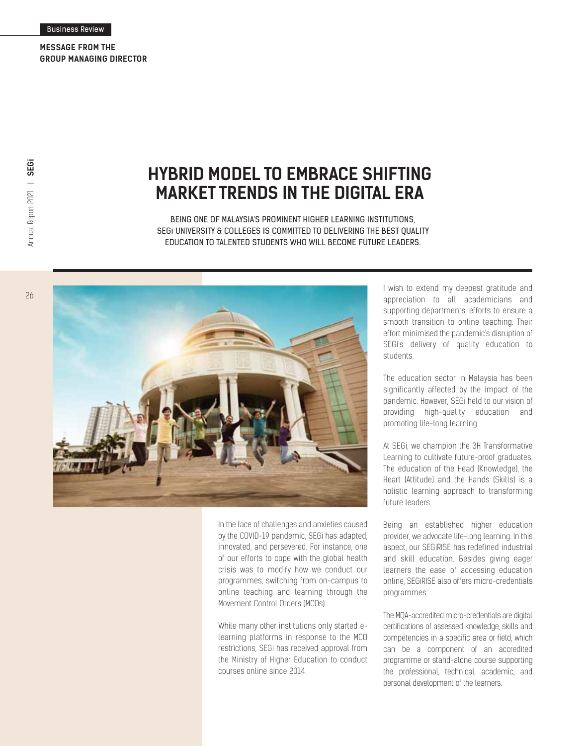**MESSAGE FROM THE GROUP MANAGING DIRECTOR**

# HYBRID MODEL TO EMBRACE SHIFTING MARKET TRENDS IN THE DIGITAL ERA

BEING ONE OF MALAYSIA'S PROMINENT HIGHER LEARNING INSTITUTIONS, SEGi UNIVERSITY & COLLEGES IS COMMITTED TO DELIVERING THE BEST QUALITY EDUCATION TO TALENTED STUDENTS WHO WILL BECOME FUTURE LEADERS.

In the face of challenges and anxieties caused by the COVID-19 pandemic, SEGi has adapted, innovated, and persevered. For instance, one of our efforts to cope with the global health crisis was to modify how we conduct our programmes, switching from on-campus to online teaching and learning through the Movement Control Orders (MCOs).

While many other institutions only started e-learning platforms in response to the MCO restrictions, SEGi has received approval from the Ministry of Higher Education to conduct courses online since 2014.

I wish to extend my deepest gratitude and appreciation to all academicians and supporting departments' efforts to ensure a smooth transition to online teaching. Their effort minimised the pandemic's disruption of SEGi's delivery of quality education to students.

The education sector in Malaysia has been significantly affected by the impact of the pandemic. However, SEGi held to our vision of providing high-quality education and promoting life-long learning.

At SEGi, we champion the 3H Transformative Learning to cultivate future-proof graduates. The education of the Head (Knowledge), the Heart (Attitude) and the Hands (Skills) is a holistic learning approach to transforming future leaders.

Being an established higher education provider, we advocate life-long learning. In this aspect, our SEGiRISE has redefined industrial and skill education. Besides giving eager learners the ease of accessing education online, SEGiRISE also offers micro-credentials programmes.

The MQA-accredited micro-credentials are digital certifications of assessed knowledge, skills and competencies in a specific area or field, which can be a component of an accredited programme or stand-alone course supporting the professional, technical, academic, and personal development of the learners.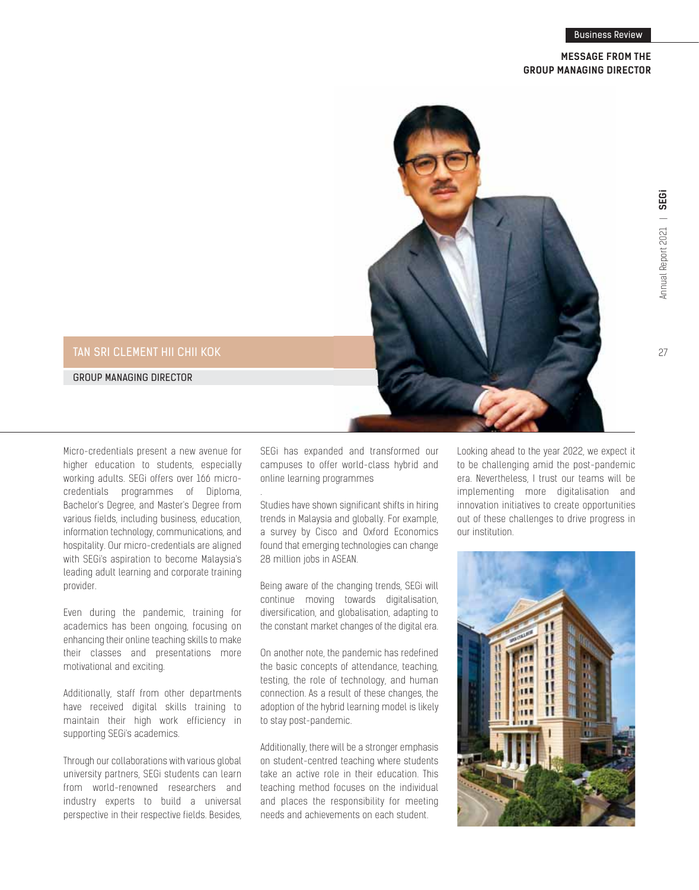## MESSAGE FROM THE GROUP MANAGING DIRECTOR

**TAN SRI CLEMENT HII CHII KOK**

GROUP MANAGING DIRECTOR

Micro-credentials present a new avenue for higher education to students, especially working adults. SEGi offers over 166 micro-credentials programmes of Diploma, Bachelor's Degree, and Master's Degree from various fields, including business, education, information technology, communications, and hospitality. Our micro-credentials are aligned with SEGi's aspiration to become Malaysia's leading adult learning and corporate training provider.

Even during the pandemic, training for academics has been ongoing, focusing on enhancing their online teaching skills to make their classes and presentations more motivational and exciting.

Additionally, staff from other departments have received digital skills training to maintain their high work efficiency in supporting SEGi's academics.

Through our collaborations with various global university partners, SEGi students can learn from world-renowned researchers and industry experts to build a universal perspective in their respective fields. Besides, SEGi has expanded and transformed our campuses to offer world-class hybrid and online learning programmes

.

Studies have shown significant shifts in hiring trends in Malaysia and globally. For example, a survey by Cisco and Oxford Economics found that emerging technologies can change 28 million jobs in ASEAN.

Being aware of the changing trends, SEGi will continue moving towards digitalisation, diversification, and globalisation, adapting to the constant market changes of the digital era.

On another note, the pandemic has redefined the basic concepts of attendance, teaching, testing, the role of technology, and human connection. As a result of these changes, the adoption of the hybrid learning model is likely to stay post-pandemic.

Additionally, there will be a stronger emphasis on student-centred teaching where students take an active role in their education. This teaching method focuses on the individual and places the responsibility for meeting needs and achievements on each student.

Looking ahead to the year 2022, we expect it to be challenging amid the post-pandemic era. Nevertheless, I trust our teams will be implementing more digitalisation and innovation initiatives to create opportunities out of these challenges to drive progress in our institution.